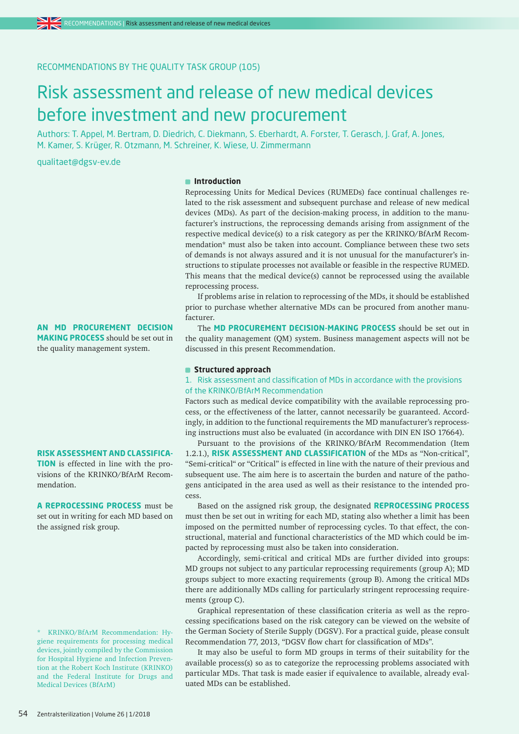RECOMMENDATIONS BY THE QUALITY TASK GROUP (105)

# Risk assessment and release of new medical devices before investment and new procurement

Authors: T. Appel, M. Bertram, D. Diedrich, C. Diekmann, S. Eberhardt, A. Forster, T. Gerasch, J. Graf, A. Jones, M. Kamer, S. Krüger, R. Otzmann, M. Schreiner, K. Wiese, U. Zimmermann

qualitaet@dgsv-ev.de

## Introduction

Reprocessing Units for Medical Devices (RUMEDs) face continual challenges related to the risk assessment and subsequent purchase and release of new medical devices (MDs). As part of the decision-making process, in addition to the manufacturer's instructions, the reprocessing demands arising from assignment of the respective medical device(s) to a risk category as per the KRINKO/BfArM Recommendation* must also be taken into account. Compliance between these two sets of demands is not always assured and it is not unusual for the manufacturer's instructions to stipulate processes not available or feasible in the respective RUMED. This means that the medical device(s) cannot be reprocessed using the available reprocessing process.

If problems arise in relation to reprocessing of the MDs, it should be established prior to purchase whether alternative MDs can be procured from another manufacturer.

The **MD PROCUREMENT DECISION-MAKING PROCESS** should be set out in the quality management (QM) system. Business management aspects will not be discussed in this present Recommendation.

**AN MD PROCUREMENT DECISION MAKING PROCESS** should be set out in the quality management system.

## Structured approach

### 1. Risk assessment and classification of MDs in accordance with the provisions of the KRINKO/BfArM Recommendation

Factors such as medical device compatibility with the available reprocessing process, or the effectiveness of the latter, cannot necessarily be guaranteed. Accordingly, in addition to the functional requirements the MD manufacturer's reprocessing instructions must also be evaluated (in accordance with DIN EN ISO 17664).

Pursuant to the provisions of the KRINKO/BfArM Recommendation (Item 1.2.1.), **RISK ASSESSMENT AND CLASSIFICATION** of the MDs as "Non-critical", "Semi-critical" or "Critical" is effected in line with the nature of their previous and subsequent use. The aim here is to ascertain the burden and nature of the pathogens anticipated in the area used as well as their resistance to the intended process.

**RISK ASSESSMENT AND CLASSIFICATION** is effected in line with the provisions of the KRINKO/BfArM Recommendation.

Based on the assigned risk group, the designated **REPROCESSING PROCESS** must then be set out in writing for each MD, stating also whether a limit has been imposed on the permitted number of reprocessing cycles. To that effect, the constructional, material and functional characteristics of the MD which could be impacted by reprocessing must also be taken into consideration.

**A REPROCESSING PROCESS** must be set out in writing for each MD based on the assigned risk group.

Accordingly, semi-critical and critical MDs are further divided into groups: MD groups not subject to any particular reprocessing requirements (group A); MD groups subject to more exacting requirements (group B). Among the critical MDs there are additionally MDs calling for particularly stringent reprocessing requirements (group C).

Graphical representation of these classification criteria as well as the reprocessing specifications based on the risk category can be viewed on the website of the German Society of Sterile Supply (DGSV). For a practical guide, please consult Recommendation 77, 2013, "DGSV flow chart for classification of MDs".

It may also be useful to form MD groups in terms of their suitability for the available process(s) so as to categorize the reprocessing problems associated with particular MDs. That task is made easier if equivalence to available, already evaluated MDs can be established.

\* KRINKO/BfArM Recommendation: Hygiene requirements for processing medical devices, jointly compiled by the Commission for Hospital Hygiene and Infection Prevention at the Robert Koch Institute (KRINKO) and the Federal Institute for Drugs and Medical Devices (BfArM)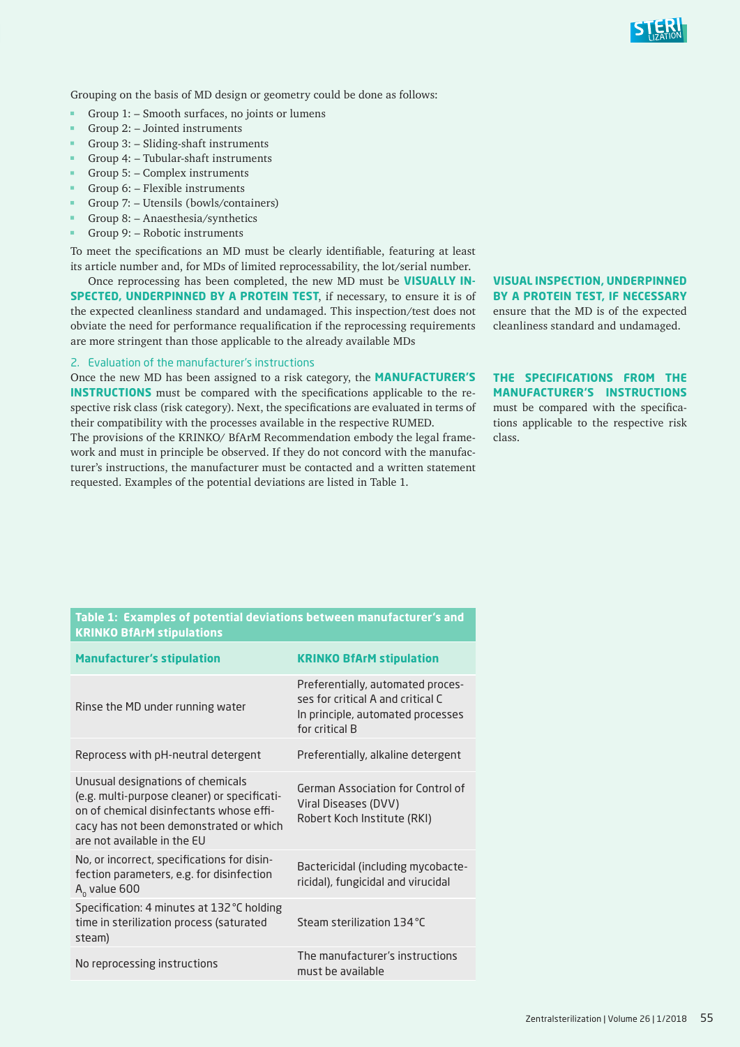Grouping on the basis of MD design or geometry could be done as follows:

- Group 1: – Smooth surfaces, no joints or lumens
- Group 2: – Jointed instruments
- Group 3: – Sliding-shaft instruments
- Group 4: – Tubular-shaft instruments
- Group 5: – Complex instruments
- Group 6: – Flexible instruments
- Group 7: – Utensils (bowls/containers)
- Group 8: – Anaesthesia/synthetics
- Group 9: – Robotic instruments

To meet the specifications an MD must be clearly identifiable, featuring at least its article number and, for MDs of limited reprocessability, the lot/serial number.

Once reprocessing has been completed, the new MD must be **VISUALLY INSPECTED, UNDERPINNED BY A PROTEIN TEST**, if necessary, to ensure it is of the expected cleanliness standard and undamaged. This inspection/test does not obviate the need for performance requalification if the reprocessing requirements are more stringent than those applicable to the already available MDs

**VISUAL INSPECTION, UNDERPINNED BY A PROTEIN TEST, IF NECESSARY** ensure that the MD is of the expected cleanliness standard and undamaged.

## 2. Evaluation of the manufacturer's instructions

Once the new MD has been assigned to a risk category, the **MANUFACTURER'S INSTRUCTIONS** must be compared with the specifications applicable to the respective risk class (risk category). Next, the specifications are evaluated in terms of their compatibility with the processes available in the respective RUMED.

The provisions of the KRINKO/ BfArM Recommendation embody the legal framework and must in principle be observed. If they do not concord with the manufacturer's instructions, the manufacturer must be contacted and a written statement requested. Examples of the potential deviations are listed in Table 1.

**THE SPECIFICATIONS FROM THE MANUFACTURER'S INSTRUCTIONS** must be compared with the specifications applicable to the respective risk class.

**Table 1: Examples of potential deviations between manufacturer's and KRINKO BfArM stipulations**

| Manufacturer's stipulation | KRINKO BfArM stipulation |
|---|---|
| Rinse the MD under running water | Preferentially, automated processes for critical A and critical C<br>In principle, automated processes for critical B |
| Reprocess with pH-neutral detergent | Preferentially, alkaline detergent |
| Unusual designations of chemicals (e.g. multi-purpose cleaner) or specification of chemical disinfectants whose efficacy has not been demonstrated or which are not available in the EU | German Association for Control of Viral Diseases (DVV)<br>Robert Koch Institute (RKI) |
| No, or incorrect, specifications for disinfection parameters, e.g. for disinfection $A_0$ value 600 | Bactericidal (including mycobactericidal), fungicidal and virucidal |
| Specification: 4 minutes at 132 °C holding time in sterilization process (saturated steam) | Steam sterilization 134 °C |
| No reprocessing instructions | The manufacturer's instructions must be available |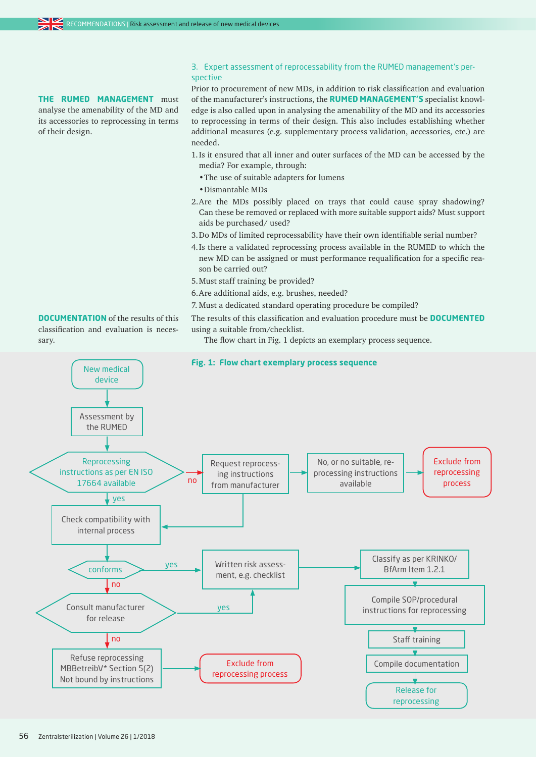### 3. Expert assessment of reprocessability from the RUMED management's perspective

**THE RUMED MANAGEMENT** must analyse the amenability of the MD and its accessories to reprocessing in terms of their design.

Prior to procurement of new MDs, in addition to risk classification and evaluation of the manufacturer's instructions, the **RUMED MANAGEMENT'S** specialist knowledge is also called upon in analysing the amenability of the MD and its accessories to reprocessing in terms of their design. This also includes establishing whether additional measures (e.g. supplementary process validation, accessories, etc.) are needed.

1. Is it ensured that all inner and outer surfaces of the MD can be accessed by the media? For example, through:
   - The use of suitable adapters for lumens
   - Dismantable MDs
2. Are the MDs possibly placed on trays that could cause spray shadowing? Can these be removed or replaced with more suitable support aids? Must support aids be purchased/ used?
3. Do MDs of limited reprocessability have their own identifiable serial number?
4. Is there a validated reprocessing process available in the RUMED to which the new MD can be assigned or must performance requalification for a specific reason be carried out?
5. Must staff training be provided?
6. Are additional aids, e.g. brushes, needed?
7. Must a dedicated standard operating procedure be compiled?

**DOCUMENTATION** of the results of this classification and evaluation is necessary.

The results of this classification and evaluation procedure must be **DOCUMENTED** using a suitable from/checklist.

The flow chart in Fig. 1 depicts an exemplary process sequence.

**Fig. 1: Flow chart exemplary process sequence**

New medical device

Assessment by the RUMED

Reprocessing instructions as per EN ISO 17664 available

no

Request reprocessing instructions from manufacturer

No, or no suitable, reprocessing instructions available

Exclude from reprocessing process

yes

Check compatibility with internal process

conforms

yes

Written risk assessment, e.g. checklist

Classify as per KRINKO/ BfArm Item 1.2.1

no

Consult manufacturer for release

yes

Compile SOP/procedural instructions for reprocessing

Staff training

no

Refuse reprocessing MBBetreibV* Section 5(2) Not bound by instructions

Exclude from reprocessing process

Compile documentation

Release for reprocessing